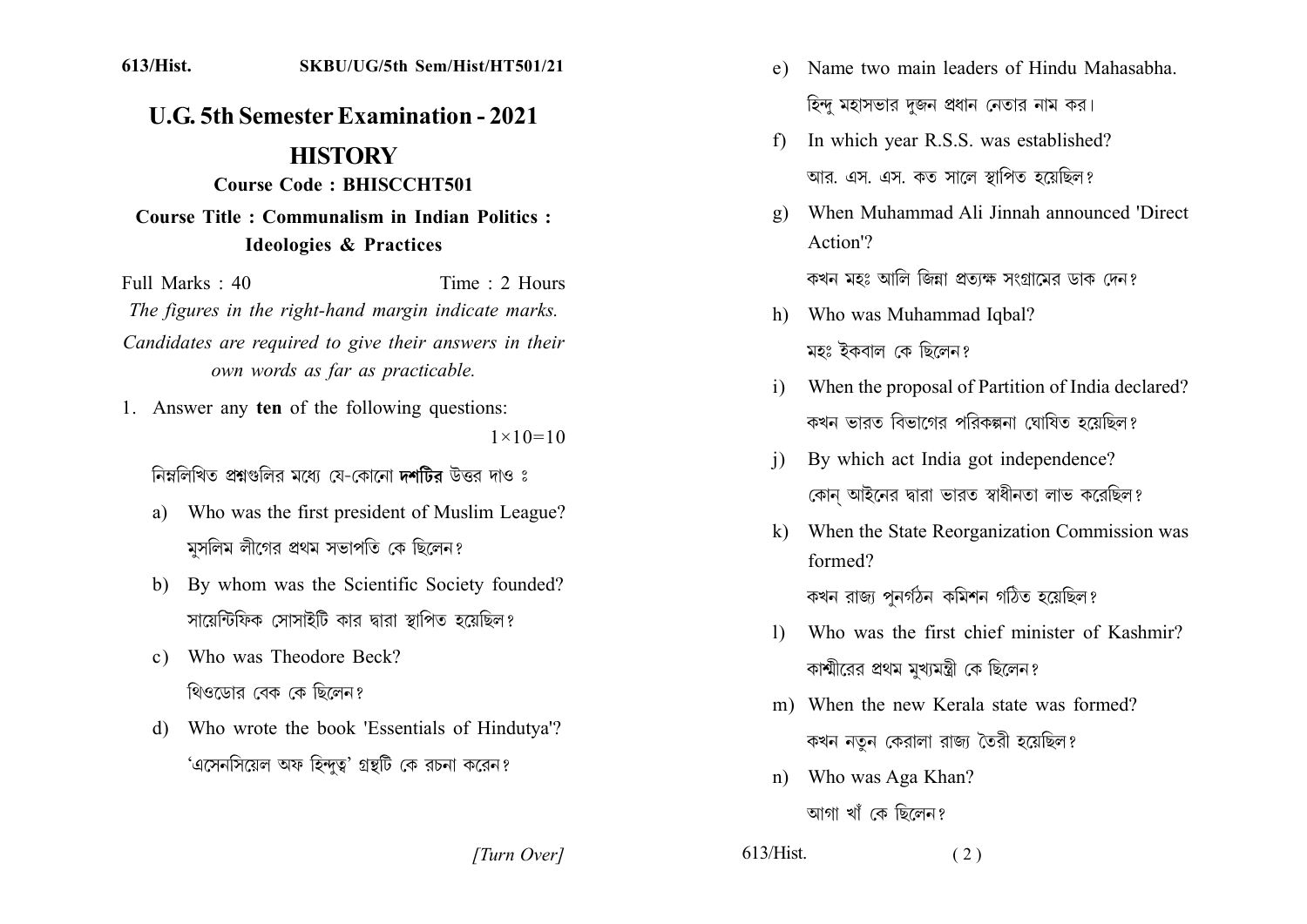613/Hist. SKBU/UG/5th Sem/Hist/HT501/21

# U.G. 5th Semester Examination - 2021

## HISTORY

### Course Code : BHISCCHT501

### Course Title : Communalism in Indian Politics : Ideologies & Practices

Full Marks : 40 Time : 2 Hours

*The figures in the right-hand margin indicate marks.*

*Candidates are required to give their answers in their own words as far as practicable.*

1. Answer any **ten** of the following questions: $1\times10=10$

   নিম্নলিখিত প্রশ্নগুলির মধ্যে যে-কোনো **দশটির** উত্তর দাও ঃ

   a) Who was the first president of Muslim League?
   মুসলিম লীগের প্রথম সভাপতি কে ছিলেন?

   b) By whom was the Scientific Society founded?
   সায়েন্টিফিক সোসাইটি কার দ্বারা স্থাপিত হয়েছিল?

   c) Who was Theodore Beck?
   থিওডোর বেক কে ছিলেন?

   d) Who wrote the book 'Essentials of Hindutya'?
   'এসেনসিয়েল অফ হিন্দুত্ব' গ্রন্থটি কে রচনা করেন?

   e) Name two main leaders of Hindu Mahasabha.
   হিন্দু মহাসভার দুজন প্রধান নেতার নাম কর।

   f) In which year R.S.S. was established?
   আর. এস. এস. কত সালে স্থাপিত হয়েছিল?

   g) When Muhammad Ali Jinnah announced 'Direct Action'?
   কখন মহঃ আলি জিন্না প্রত্যক্ষ সংগ্রামের ডাক দেন?

   h) Who was Muhammad Iqbal?
   মহঃ ইকবাল কে ছিলেন?

   i) When the proposal of Partition of India declared?
   কখন ভারত বিভাগের পরিকল্পনা ঘোষিত হয়েছিল?

   j) By which act India got independence?
   কোন্ আইনের দ্বারা ভারত স্বাধীনতা লাভ করেছিল?

   k) When the State Reorganization Commission was formed?
   কখন রাজ্য পুনর্গঠন কমিশন গঠিত হয়েছিল?

   l) Who was the first chief minister of Kashmir?
   কাশ্মীরের প্রথম মুখ্যমন্ত্রী কে ছিলেন?

   m) When the new Kerala state was formed?
   কখন নতুন কেরালা রাজ্য তৈরী হয়েছিল?

   n) Who was Aga Khan?
   আগা খাঁ কে ছিলেন?

*[Turn Over]*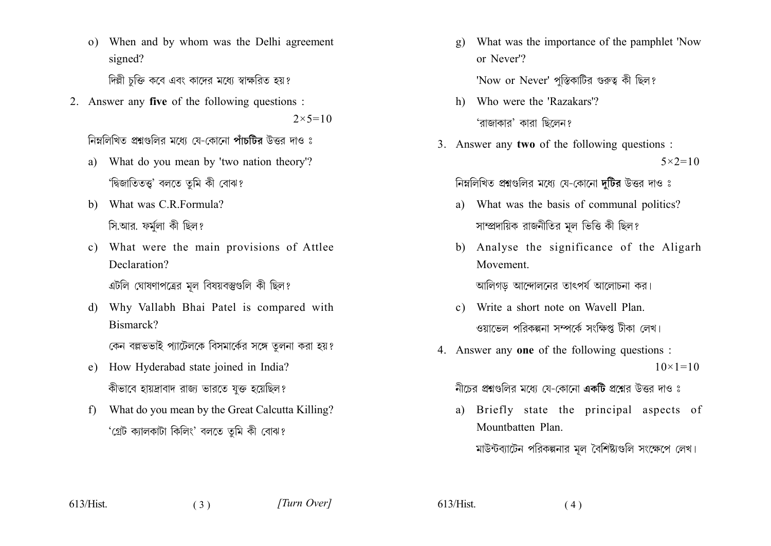o) When and by whom was the Delhi agreement signed?

দিল্লী চুক্তি কবে এবং কাদের মধ্যে স্বাক্ষরিত হয়?

2. Answer any **five** of the following questions : $2\times5=10$

নিম্নলিখিত প্রশ্নগুলির মধ্যে যে-কোনো **পাঁচটির** উত্তর দাও ঃ

a) What do you mean by 'two nation theory'?

'দ্বিজাতিতত্ত্ব' বলতে তুমি কী বোঝ?

b) What was C.R.Formula?

সি.আর. ফর্মুলা কী ছিল?

c) What were the main provisions of Attlee Declaration?

এটলি ঘোষণাপত্রের মূল বিষয়বস্তুগুলি কী ছিল?

d) Why Vallabh Bhai Patel is compared with Bismarck?

কেন বল্লভভাই প্যাটেলকে বিসমার্কের সঙ্গে তুলনা করা হয়?

e) How Hyderabad state joined in India?

কীভাবে হায়দ্রাবাদ রাজ্য ভারতে যুক্ত হয়েছিল?

f) What do you mean by the Great Calcutta Killing?

'গ্রেট ক্যালকাটা কিলিং' বলতে তুমি কী বোঝ?

g) What was the importance of the pamphlet 'Now or Never'?

'Now or Never' পুস্তিকাটির গুরুত্ব কী ছিল?

h) Who were the 'Razakars'?

'রাজাকার' কারা ছিলেন?

3. Answer any **two** of the following questions : $5\times2=10$

নিম্নলিখিত প্রশ্নগুলির মধ্যে যে-কোনো **দুটির** উত্তর দাও ঃ

a) What was the basis of communal politics?

সাম্প্রদায়িক রাজনীতির মূল ভিত্তি কী ছিল?

b) Analyse the significance of the Aligarh Movement.

আলিগড় আন্দোলনের তাৎপর্য আলোচনা কর।

c) Write a short note on Wavell Plan.

ওয়াভেল পরিকল্পনা সম্পর্কে সংক্ষিপ্ত টীকা লেখ।

4. Answer any **one** of the following questions : $10\times1=10$

নীচের প্রশ্নগুলির মধ্যে যে-কোনো **একটি** প্রশ্নের উত্তর দাও ঃ

a) Briefly state the principal aspects of Mountbatten Plan.

মাউন্টব্যাটেন পরিকল্পনার মূল বৈশিষ্ট্যগুলি সংক্ষেপে লেখ।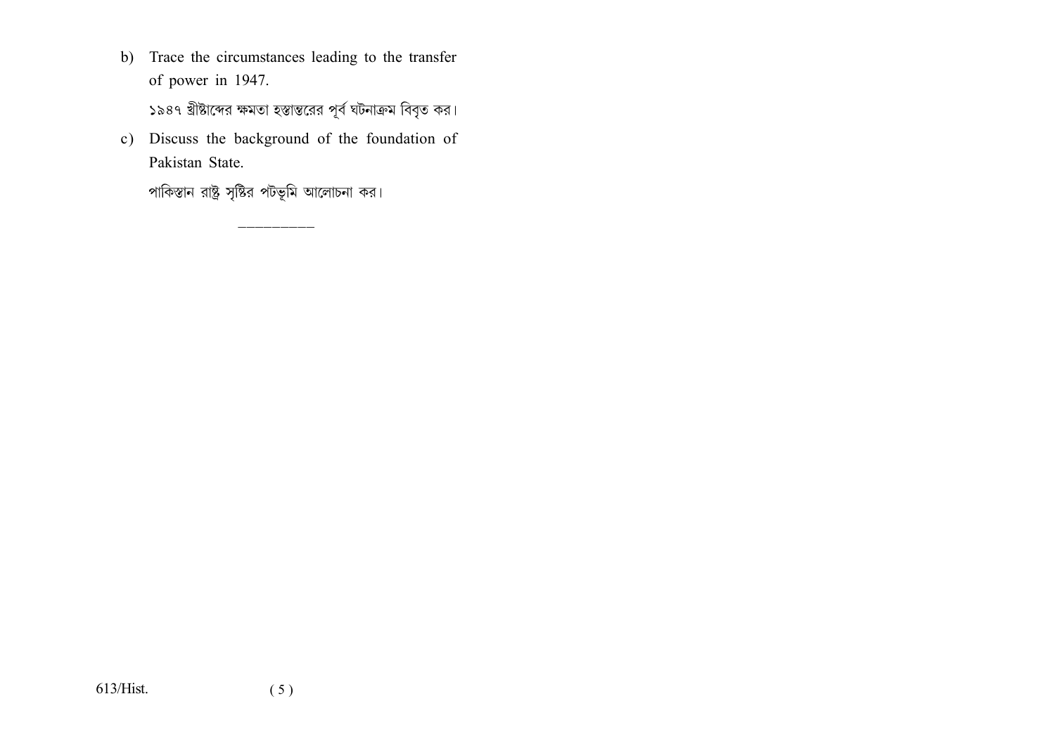b) Trace the circumstances leading to the transfer of power in 1947.

১৯৪৭ খ্রীষ্টাব্দের ক্ষমতা হস্তান্তরের পূর্ব ঘটনাক্রম বিবৃত কর।

c) Discuss the background of the foundation of Pakistan State.

পাকিস্তান রাষ্ট্র সৃষ্টির পটভূমি আলোচনা কর।

---